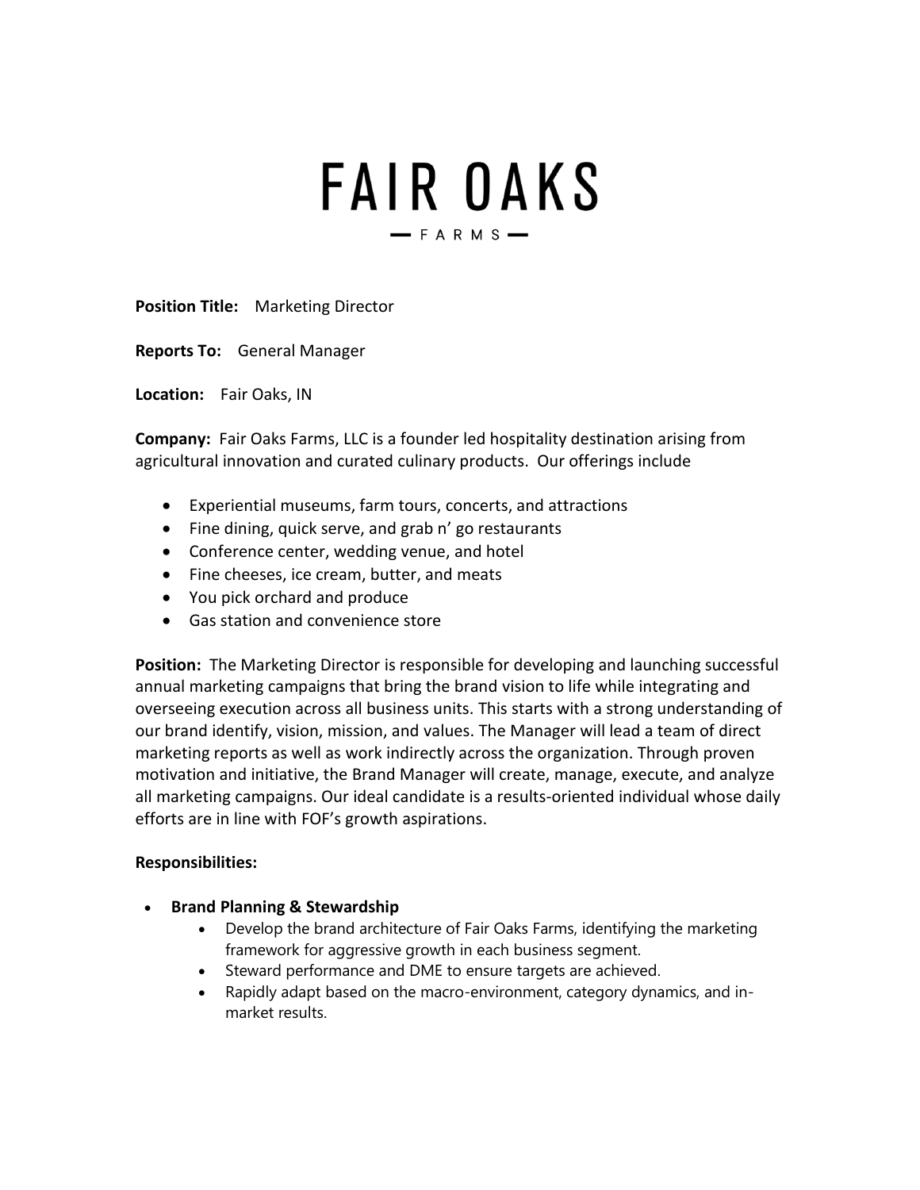# FAIR OAKS

— FARMS —

**Position Title:** Marketing Director

**Reports To:** General Manager

**Location:** Fair Oaks, IN

**Company:** Fair Oaks Farms, LLC is a founder led hospitality destination arising from agricultural innovation and curated culinary products. Our offerings include

- Experiential museums, farm tours, concerts, and attractions
- Fine dining, quick serve, and grab n' go restaurants
- Conference center, wedding venue, and hotel
- Fine cheeses, ice cream, butter, and meats
- You pick orchard and produce
- Gas station and convenience store

**Position:** The Marketing Director is responsible for developing and launching successful annual marketing campaigns that bring the brand vision to life while integrating and overseeing execution across all business units. This starts with a strong understanding of our brand identify, vision, mission, and values. The Manager will lead a team of direct marketing reports as well as work indirectly across the organization. Through proven motivation and initiative, the Brand Manager will create, manage, execute, and analyze all marketing campaigns. Our ideal candidate is a results-oriented individual whose daily efforts are in line with FOF's growth aspirations.

**Responsibilities:**

- **Brand Planning & Stewardship**
  - Develop the brand architecture of Fair Oaks Farms, identifying the marketing framework for aggressive growth in each business segment.
  - Steward performance and DME to ensure targets are achieved.
  - Rapidly adapt based on the macro-environment, category dynamics, and in-market results.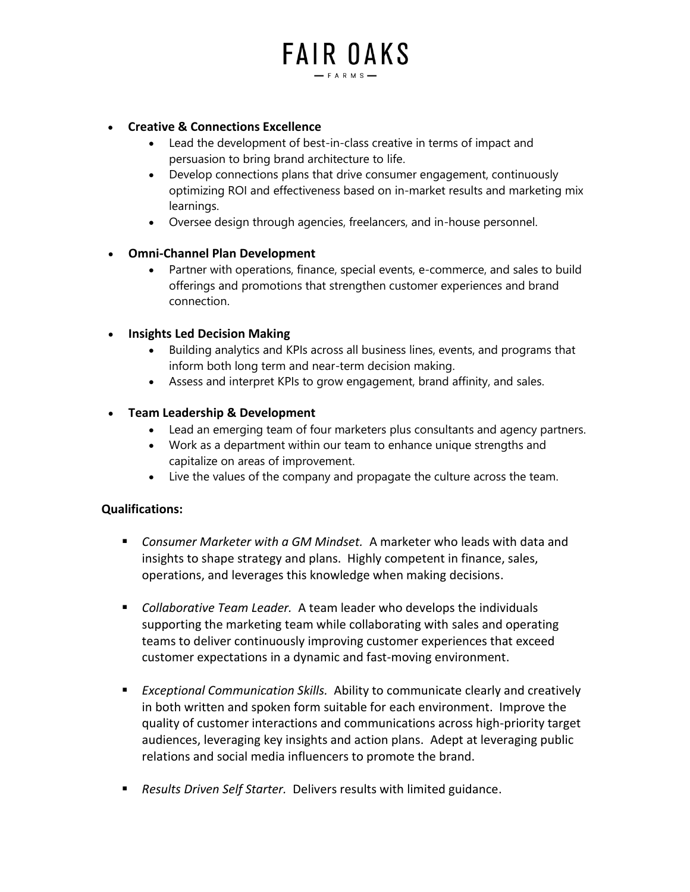- **Creative & Connections Excellence**
  - Lead the development of best-in-class creative in terms of impact and persuasion to bring brand architecture to life.
  - Develop connections plans that drive consumer engagement, continuously optimizing ROI and effectiveness based on in-market results and marketing mix learnings.
  - Oversee design through agencies, freelancers, and in-house personnel.

- **Omni-Channel Plan Development**
  - Partner with operations, finance, special events, e-commerce, and sales to build offerings and promotions that strengthen customer experiences and brand connection.

- **Insights Led Decision Making**
  - Building analytics and KPIs across all business lines, events, and programs that inform both long term and near-term decision making.
  - Assess and interpret KPIs to grow engagement, brand affinity, and sales.

- **Team Leadership & Development**
  - Lead an emerging team of four marketers plus consultants and agency partners.
  - Work as a department within our team to enhance unique strengths and capitalize on areas of improvement.
  - Live the values of the company and propagate the culture across the team.

**Qualifications:**

- *Consumer Marketer with a GM Mindset.* A marketer who leads with data and insights to shape strategy and plans. Highly competent in finance, sales, operations, and leverages this knowledge when making decisions.

- *Collaborative Team Leader.* A team leader who develops the individuals supporting the marketing team while collaborating with sales and operating teams to deliver continuously improving customer experiences that exceed customer expectations in a dynamic and fast-moving environment.

- *Exceptional Communication Skills.* Ability to communicate clearly and creatively in both written and spoken form suitable for each environment. Improve the quality of customer interactions and communications across high-priority target audiences, leveraging key insights and action plans. Adept at leveraging public relations and social media influencers to promote the brand.

- *Results Driven Self Starter.* Delivers results with limited guidance.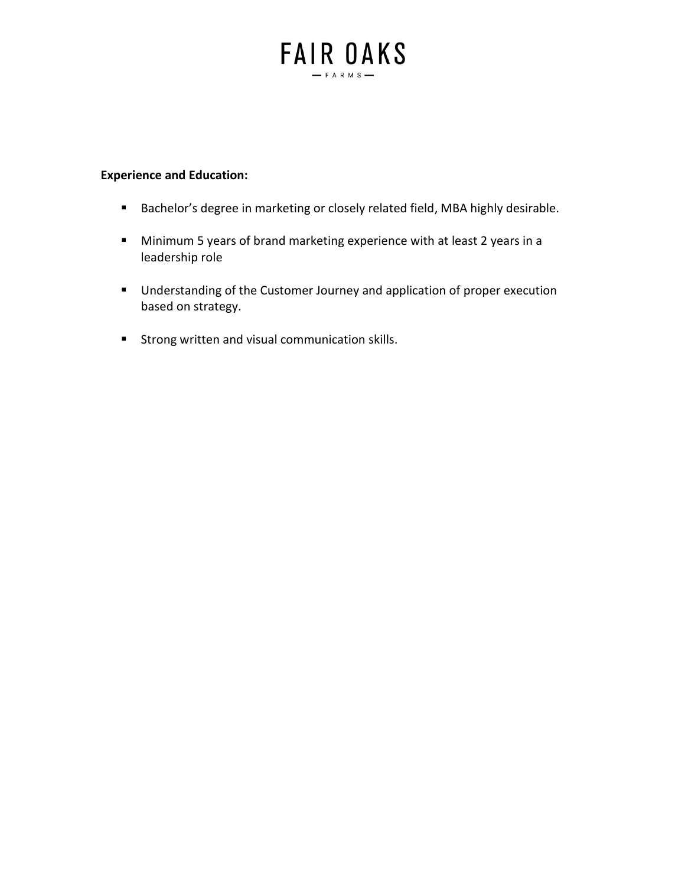**Experience and Education:**

- Bachelor's degree in marketing or closely related field, MBA highly desirable.
- Minimum 5 years of brand marketing experience with at least 2 years in a leadership role
- Understanding of the Customer Journey and application of proper execution based on strategy.
- Strong written and visual communication skills.